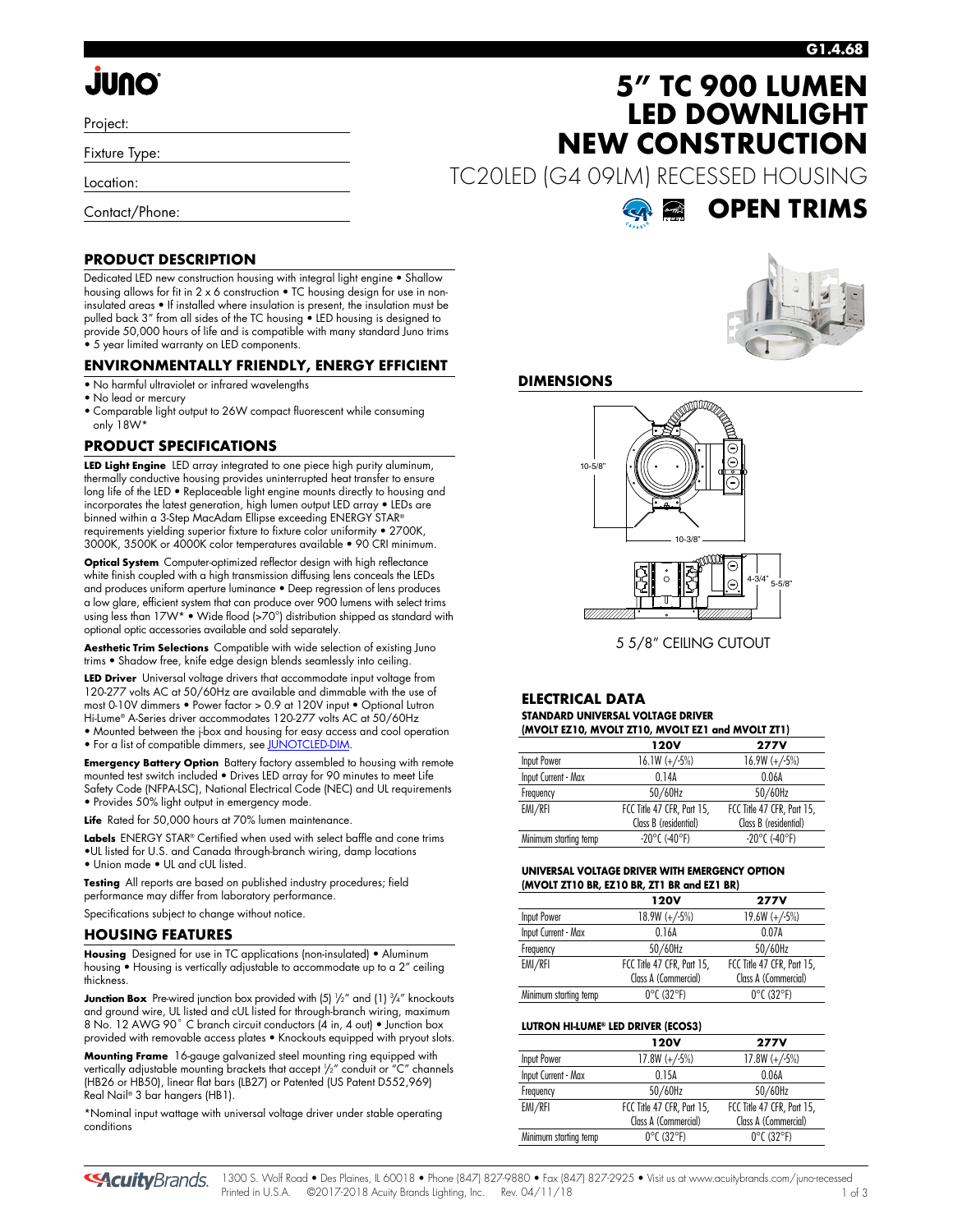# juno

Project:

Fixture Type:

Location:

Contact/Phone:

# 5" TC 900 LUMEN LED DOWNLIGHT NEW CONSTRUCTION

TC20LED (G4 09LM) RECESSED HOUSING

**OPEN TRIMS**

## PRODUCT DESCRIPTION

Dedicated LED new construction housing with integral light engine • Shallow housing allows for fit in 2 x 6 construction • TC housing design for use in non-insulated areas • If installed where insulation is present, the insulation must be pulled back 3" from all sides of the TC housing • LED housing is designed to provide 50,000 hours of life and is compatible with many standard Juno trims • 5 year limited warranty on LED components.

## ENVIRONMENTALLY FRIENDLY, ENERGY EFFICIENT

- No harmful ultraviolet or infrared wavelengths
- No lead or mercury
- Comparable light output to 26W compact fluorescent while consuming only 18W*

## PRODUCT SPECIFICATIONS

**LED Light Engine** LED array integrated to one piece high purity aluminum, thermally conductive housing provides uninterrupted heat transfer to ensure long life of the LED • Replaceable light engine mounts directly to housing and incorporates the latest generation, high lumen output LED array • LEDs are binned within a 3-Step MacAdam Ellipse exceeding ENERGY STAR® requirements yielding superior fixture to fixture color uniformity • 2700K, 3000K, 3500K or 4000K color temperatures available • 90 CRI minimum.

**Optical System** Computer-optimized reflector design with high reflectance white finish coupled with a high transmission diffusing lens conceals the LEDs and produces uniform aperture luminance • Deep regression of lens produces a low glare, efficient system that can produce over 900 lumens with select trims using less than 17W* • Wide flood (>70°) distribution shipped as standard with optional optic accessories available and sold separately.

**Aesthetic Trim Selections** Compatible with wide selection of existing Juno trims • Shadow free, knife edge design blends seamlessly into ceiling.

**LED Driver** Universal voltage drivers that accommodate input voltage from 120-277 volts AC at 50/60Hz are available and dimmable with the use of most 0-10V dimmers • Power factor > 0.9 at 120V input • Optional Lutron Hi-Lume® A-Series driver accommodates 120-277 volts AC at 50/60Hz • Mounted between the j-box and housing for easy access and cool operation • For a list of compatible dimmers, see JUNOTCLED-DIM.

**Emergency Battery Option** Battery factory assembled to housing with remote mounted test switch included • Drives LED array for 90 minutes to meet Life Safety Code (NFPA-LSC), National Electrical Code (NEC) and UL requirements • Provides 50% light output in emergency mode.

**Life** Rated for 50,000 hours at 70% lumen maintenance.

**Labels** ENERGY STAR® Certified when used with select baffle and cone trims •UL listed for U.S. and Canada through-branch wiring, damp locations • Union made • UL and cUL listed.

**Testing** All reports are based on published industry procedures; field performance may differ from laboratory performance.

Specifications subject to change without notice.

## HOUSING FEATURES

**Housing** Designed for use in TC applications (non-insulated) • Aluminum housing • Housing is vertically adjustable to accommodate up to a 2" ceiling thickness.

**Junction Box** Pre-wired junction box provided with (5) ½" and (1) ¾" knockouts and ground wire, UL listed and cUL listed for through-branch wiring, maximum 8 No. 12 AWG 90° C branch circuit conductors (4 in, 4 out) • Junction box provided with removable access plates • Knockouts equipped with pryout slots.

**Mounting Frame** 16-gauge galvanized steel mounting ring equipped with vertically adjustable mounting brackets that accept ½" conduit or "C" channels (HB26 or HB50), linear flat bars (LB27) or Patented (US Patent D552,969) Real Nail® 3 bar hangers (HB1).

*Nominal input wattage with universal voltage driver under stable operating conditions

## DIMENSIONS

10-5/8"

10-3/8"

4-3/4"

5-5/8"

5 5/8" CEILING CUTOUT

## ELECTRICAL DATA

**STANDARD UNIVERSAL VOLTAGE DRIVER (MVOLT EZ10, MVOLT ZT10, MVOLT EZ1 and MVOLT ZT1)**

| | 120V | 277V |
|---|---|---|
| Input Power | 16.1W (+/-5%) | 16.9W (+/-5%) |
| Input Current - Max | 0.14A | 0.06A |
| Frequency | 50/60Hz | 50/60Hz |
| EMI/RFI | FCC Title 47 CFR, Part 15, Class B (residential) | FCC Title 47 CFR, Part 15, Class B (residential) |
| Minimum starting temp | -20°C (-40°F) | -20°C (-40°F) |

**UNIVERSAL VOLTAGE DRIVER WITH EMERGENCY OPTION (MVOLT ZT10 BR, EZ10 BR, ZT1 BR and EZ1 BR)**

| | 120V | 277V |
|---|---|---|
| Input Power | 18.9W (+/-5%) | 19.6W (+/-5%) |
| Input Current - Max | 0.16A | 0.07A |
| Frequency | 50/60Hz | 50/60Hz |
| EMI/RFI | FCC Title 47 CFR, Part 15, Class A (Commercial) | FCC Title 47 CFR, Part 15, Class A (Commercial) |
| Minimum starting temp | 0°C (32°F) | 0°C (32°F) |

**LUTRON HI-LUME® LED DRIVER (ECOS3)**

| | 120V | 277V |
|---|---|---|
| Input Power | 17.8W (+/-5%) | 17.8W (+/-5%) |
| Input Current - Max | 0.15A | 0.06A |
| Frequency | 50/60Hz | 50/60Hz |
| EMI/RFI | FCC Title 47 CFR, Part 15, Class A (Commercial) | FCC Title 47 CFR, Part 15, Class A (Commercial) |
| Minimum starting temp | 0°C (32°F) | 0°C (32°F) |

AcuityBrands. 1300 S. Wolf Road • Des Plaines, IL 60018 • Phone (847) 827-9880 • Fax (847) 827-2925 • Visit us at www.acuitybrands.com/juno-recessed
Printed in U.S.A. ©2017-2018 Acuity Brands Lighting, Inc. Rev. 04/11/18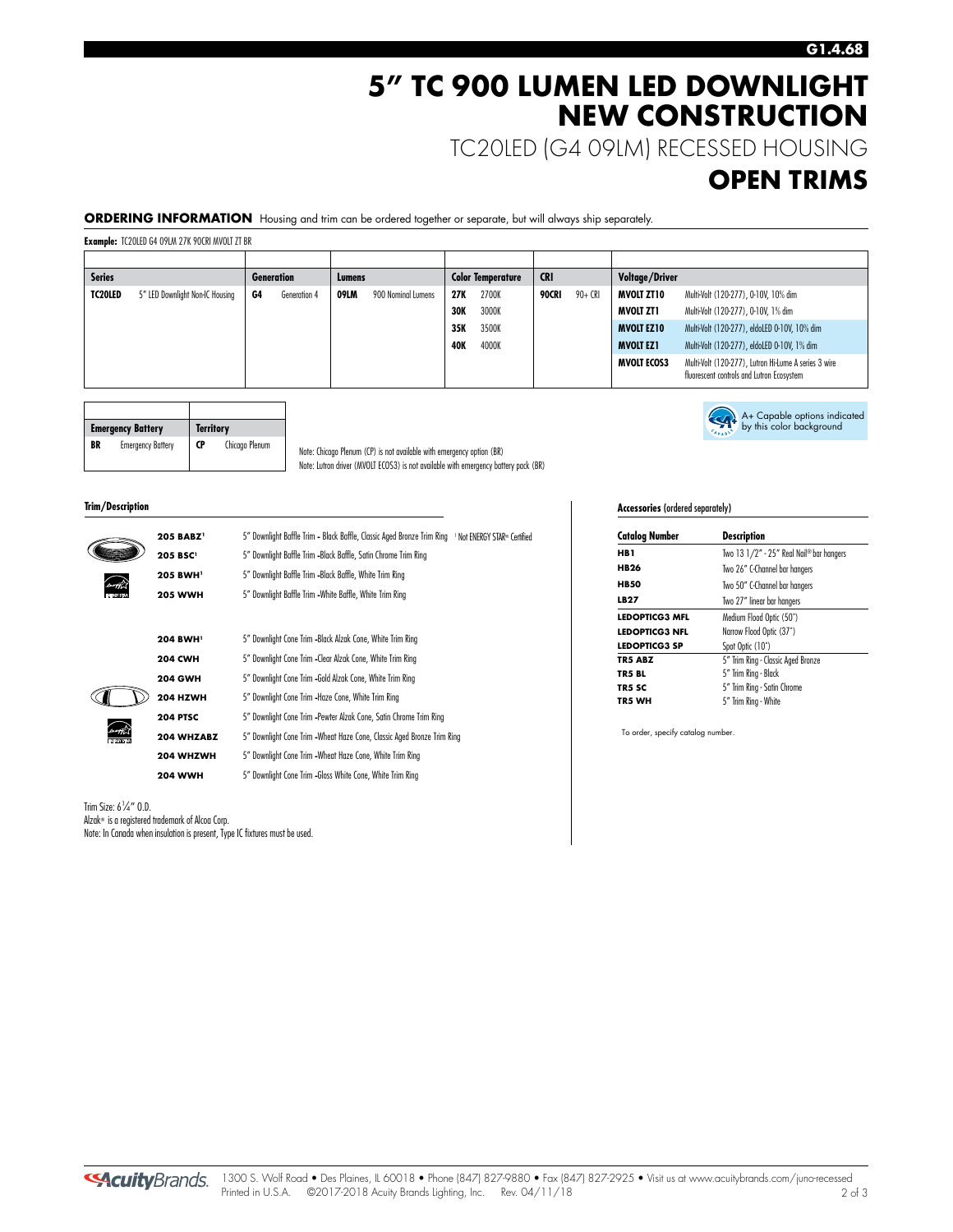# 5" TC 900 LUMEN LED DOWNLIGHT NEW CONSTRUCTION

## TC20LED (G4 09LM) RECESSED HOUSING

## OPEN TRIMS

**ORDERING INFORMATION** Housing and trim can be ordered together or separate, but will always ship separately.

**Example:** TC20LED G4 09LM 27K 90CRI MVOLT ZT BR

| Series | | Generation | | Lumens | | Color Temperature | | CRI | | Voltage/Driver | |
|---|---|---|---|---|---|---|---|---|---|---|---|
| **TC20LED** | 5" LED Downlight Non-IC Housing | **G4** | Generation 4 | **09LM** | 900 Nominal Lumens | **27K** | 2700K | **90CRI** | 90+ CRI | **MVOLT ZT10** | Multi-Volt (120-277), 0-10V, 10% dim |
| | | | | | | **30K** | 3000K | | | **MVOLT ZT1** | Multi-Volt (120-277), 0-10V, 1% dim |
| | | | | | | **35K** | 3500K | | | **MVOLT EZ10** | Multi-Volt (120-277), eldoLED 0-10V, 10% dim |
| | | | | | | **40K** | 4000K | | | **MVOLT EZ1** | Multi-Volt (120-277), eldoLED 0-10V, 1% dim |
| | | | | | | | | | | **MVOLT ECOS3** | Multi-Volt (120-277), Lutron Hi-Lume A series 3 wire fluorescent controls and Lutron Ecosystem |

| Emergency Battery | | Territory | |
|---|---|---|---|
| **BR** | Emergency Battery | **CP** | Chicago Plenum |

Note: Chicago Plenum (CP) is not available with emergency option (BR)
Note: Lutron driver (MVOLT ECOS3) is not available with emergency battery pack (BR)

A+ Capable options indicated by this color background

### Trim/Description

| | |
|---|---|
| **205 BABZ**[1] | 5" Downlight Baffle Trim - Black Baffle, Classic Aged Bronze Trim Ring |
| **205 BSC**[1] | 5" Downlight Baffle Trim -Black Baffle, Satin Chrome Trim Ring |
| **205 BWH**[1] | 5" Downlight Baffle Trim -Black Baffle, White Trim Ring |
| **205 WWH** | 5" Downlight Baffle Trim -White Baffle, White Trim Ring |
| **204 BWH**[1] | 5" Downlight Cone Trim -Black Alzak Cone, White Trim Ring |
| **204 CWH** | 5" Downlight Cone Trim -Clear Alzak Cone, White Trim Ring |
| **204 GWH** | 5" Downlight Cone Trim -Gold Alzak Cone, White Trim Ring |
| **204 HZWH** | 5" Downlight Cone Trim -Haze Cone, White Trim Ring |
| **204 PTSC** | 5" Downlight Cone Trim -Pewter Alzak Cone, Satin Chrome Trim Ring |
| **204 WHZABZ** | 5" Downlight Cone Trim -Wheat Haze Cone, Classic Aged Bronze Trim Ring |
| **204 WHZWH** | 5" Downlight Cone Trim -Wheat Haze Cone, White Trim Ring |
| **204 WWH** | 5" Downlight Cone Trim -Gloss White Cone, White Trim Ring |

[1] Not ENERGY STAR® Certified

Trim Size: 6¼" O.D.
Alzak® is a registered trademark of Alcoa Corp.
Note: In Canada when insulation is present, Type IC fixtures must be used.

### Accessories (ordered separately)

| Catalog Number | Description |
|---|---|
| **HB1** | Two 13 1/2" - 25" Real Nail® bar hangers |
| **HB26** | Two 26" C-Channel bar hangers |
| **HB50** | Two 50" C-Channel bar hangers |
| **LB27** | Two 27" linear bar hangers |
| **LEDOPTICG3 MFL** | Medium Flood Optic (50°) |
| **LEDOPTICG3 NFL** | Narrow Flood Optic (37°) |
| **LEDOPTICG3 SP** | Spot Optic (10°) |
| **TR5 ABZ** | 5" Trim Ring - Classic Aged Bronze |
| **TR5 BL** | 5" Trim Ring - Black |
| **TR5 SC** | 5" Trim Ring - Satin Chrome |
| **TR5 WH** | 5" Trim Ring - White |

To order, specify catalog number.

AcuityBrands. 1300 S. Wolf Road • Des Plaines, IL 60018 • Phone (847) 827-9880 • Fax (847) 827-2925 • Visit us at www.acuitybrands.com/juno-recessed
Printed in U.S.A. ©2017-2018 Acuity Brands Lighting, Inc. Rev. 04/11/18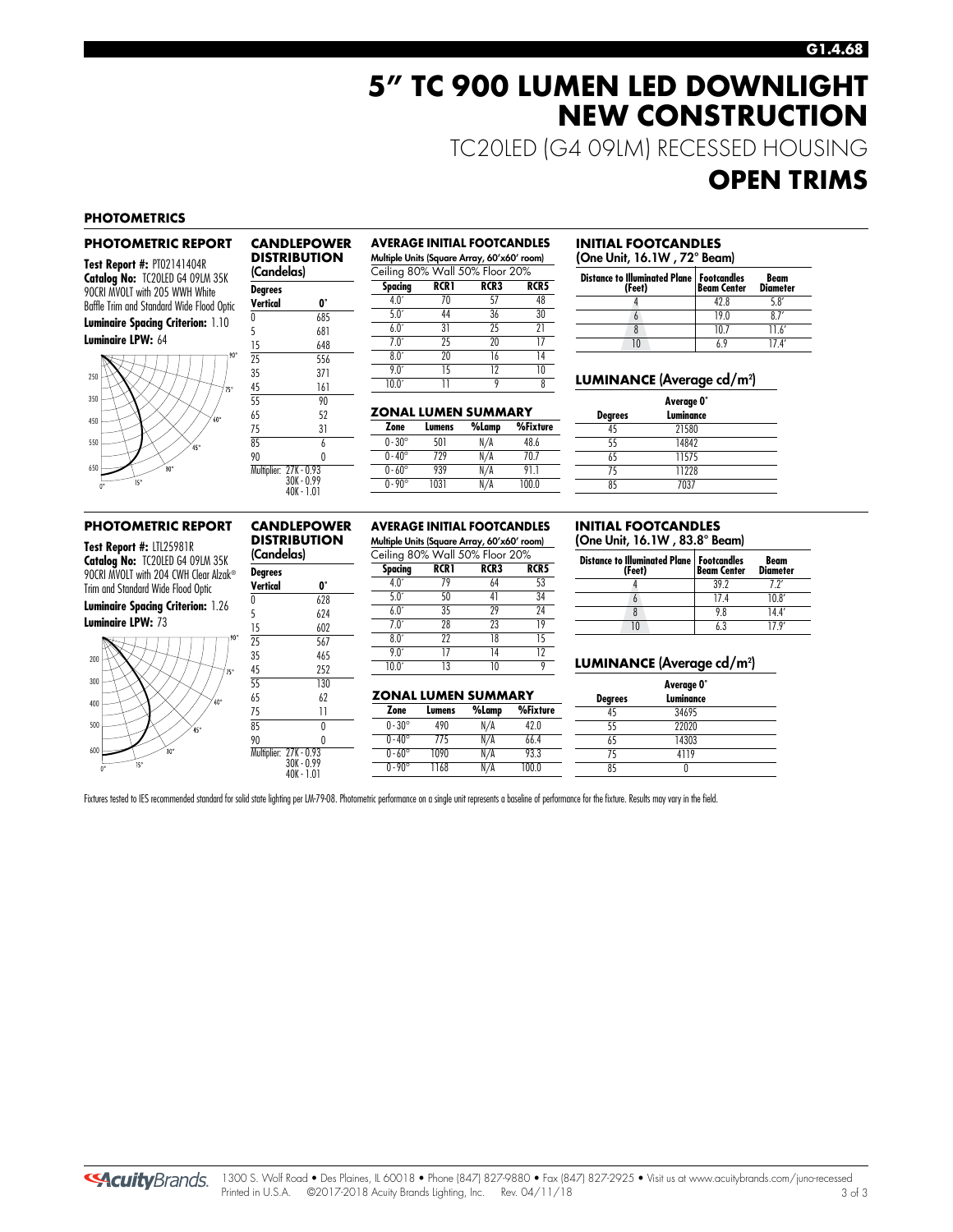# 5" TC 900 LUMEN LED DOWNLIGHT NEW CONSTRUCTION

TC20LED (G4 09LM) RECESSED HOUSING

## OPEN TRIMS

### PHOTOMETRICS

#### PHOTOMETRIC REPORT

**Test Report #:** PT02141404R
**Catalog No:** TC20LED G4 09LM 35K 90CRI MVOLT with 205 WWH White Baffle Trim and Standard Wide Flood Optic
**Luminaire Spacing Criterion:** 1.10
**Luminaire LPW:** 64

250
350
450
550
650
0°
15°
30°
45°
60°
75°
90°

#### CANDLEPOWER DISTRIBUTION (Candelas)

| Degrees Vertical | 0° |
|---|---|
| 0 | 685 |
| 5 | 681 |
| 15 | 648 |
| 25 | 556 |
| 35 | 371 |
| 45 | 161 |
| 55 | 90 |
| 65 | 52 |
| 75 | 31 |
| 85 | 6 |
| 90 | 0 |

Multiplier: 27K - 0.93, 30K - 0.99, 40K - 1.01

#### AVERAGE INITIAL FOOTCANDLES

Multiple Units (Square Array, 60'x60' room)
Ceiling 80% Wall 50% Floor 20%

| Spacing | RCR1 | RCR3 | RCR5 |
|---|---|---|---|
| 4.0' | 70 | 57 | 48 |
| 5.0' | 44 | 36 | 30 |
| 6.0' | 31 | 25 | 21 |
| 7.0' | 25 | 20 | 17 |
| 8.0' | 20 | 16 | 14 |
| 9.0' | 15 | 12 | 10 |
| 10.0' | 11 | 9 | 8 |

#### ZONAL LUMEN SUMMARY

| Zone | Lumens | %Lamp | %Fixture |
|---|---|---|---|
| 0 - 30° | 501 | N/A | 48.6 |
| 0 - 40° | 729 | N/A | 70.7 |
| 0 - 60° | 939 | N/A | 91.1 |
| 0 - 90° | 1031 | N/A | 100.0 |

#### INITIAL FOOTCANDLES (One Unit, 16.1W , 72° Beam)

| Distance to Illuminated Plane (Feet) | Footcandles Beam Center | Beam Diameter |
|---|---|---|
| 4 | 42.8 | 5.8' |
| 6 | 19.0 | 8.7' |
| 8 | 10.7 | 11.6' |
| 10 | 6.9 | 17.4' |

#### LUMINANCE (Average cd/m²)

| Degrees | Average 0° Luminance |
|---|---|
| 45 | 21580 |
| 55 | 14842 |
| 65 | 11575 |
| 75 | 11228 |
| 85 | 7037 |

#### PHOTOMETRIC REPORT

**Test Report #:** LTL25981R
**Catalog No:** TC20LED G4 09LM 35K 90CRI MVOLT with 204 CWH Clear Alzak® Trim and Standard Wide Flood Optic
**Luminaire Spacing Criterion:** 1.26
**Luminaire LPW:** 73

200
300
400
500
600
0°
15°
30°
45°
60°
75°
90°

#### CANDLEPOWER DISTRIBUTION (Candelas)

| Degrees Vertical | 0° |
|---|---|
| 0 | 628 |
| 5 | 624 |
| 15 | 602 |
| 25 | 567 |
| 35 | 465 |
| 45 | 252 |
| 55 | 130 |
| 65 | 62 |
| 75 | 11 |
| 85 | 0 |
| 90 | 0 |

Multiplier: 27K - 0.93, 30K - 0.99, 40K - 1.01

#### AVERAGE INITIAL FOOTCANDLES

Multiple Units (Square Array, 60'x60' room)
Ceiling 80% Wall 50% Floor 20%

| Spacing | RCR1 | RCR3 | RCR5 |
|---|---|---|---|
| 4.0' | 79 | 64 | 53 |
| 5.0' | 50 | 41 | 34 |
| 6.0' | 35 | 29 | 24 |
| 7.0' | 28 | 23 | 19 |
| 8.0' | 22 | 18 | 15 |
| 9.0' | 17 | 14 | 12 |
| 10.0' | 13 | 10 | 9 |

#### ZONAL LUMEN SUMMARY

| Zone | Lumens | %Lamp | %Fixture |
|---|---|---|---|
| 0 - 30° | 490 | N/A | 42.0 |
| 0 - 40° | 775 | N/A | 66.4 |
| 0 - 60° | 1090 | N/A | 93.3 |
| 0 - 90° | 1168 | N/A | 100.0 |

#### INITIAL FOOTCANDLES (One Unit, 16.1W , 83.8° Beam)

| Distance to Illuminated Plane (Feet) | Footcandles Beam Center | Beam Diameter |
|---|---|---|
| 4 | 39.2 | 7.2' |
| 6 | 17.4 | 10.8' |
| 8 | 9.8 | 14.4' |
| 10 | 6.3 | 17.9' |

#### LUMINANCE (Average cd/m²)

| Degrees | Average 0° Luminance |
|---|---|
| 45 | 34695 |
| 55 | 22020 |
| 65 | 14303 |
| 75 | 4119 |
| 85 | 0 |

Fixtures tested to IES recommended standard for solid state lighting per LM-79-08. Photometric performance on a single unit represents a baseline of performance for the fixture. Results may vary in the field.

AcuityBrands. 1300 S. Wolf Road • Des Plaines, IL 60018 • Phone (847) 827-9880 • Fax (847) 827-2925 • Visit us at www.acuitybrands.com/juno-recessed
Printed in U.S.A. ©2017-2018 Acuity Brands Lighting, Inc. Rev. 04/11/18